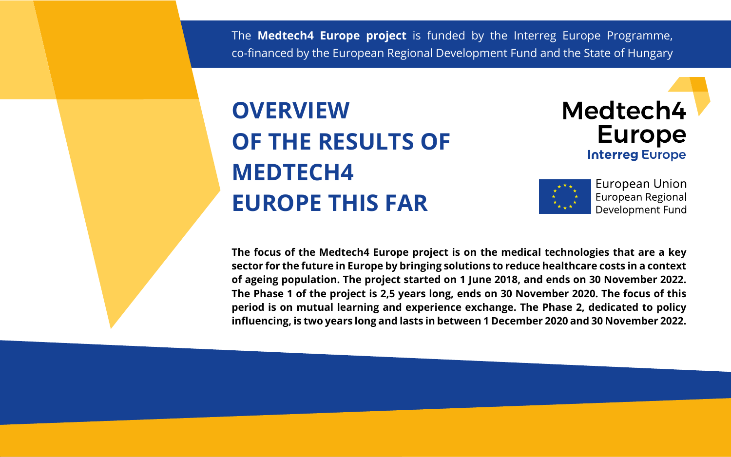The **Medtech4 Europe project** is funded by the Interreg Europe Programme, co-financed by the European Regional Development Fund and the State of Hungary

# OVERVIEW OF THE RESULTS OF MEDTECH4 EUROPE THIS FAR

Medtech4 Europe

Interreg Europe

European Union
European Regional Development Fund

**The focus of the Medtech4 Europe project is on the medical technologies that are a key sector for the future in Europe by bringing solutions to reduce healthcare costs in a context of ageing population. The project started on 1 June 2018, and ends on 30 November 2022. The Phase 1 of the project is 2,5 years long, ends on 30 November 2020. The focus of this period is on mutual learning and experience exchange. The Phase 2, dedicated to policy influencing, is two years long and lasts in between 1 December 2020 and 30 November 2022.**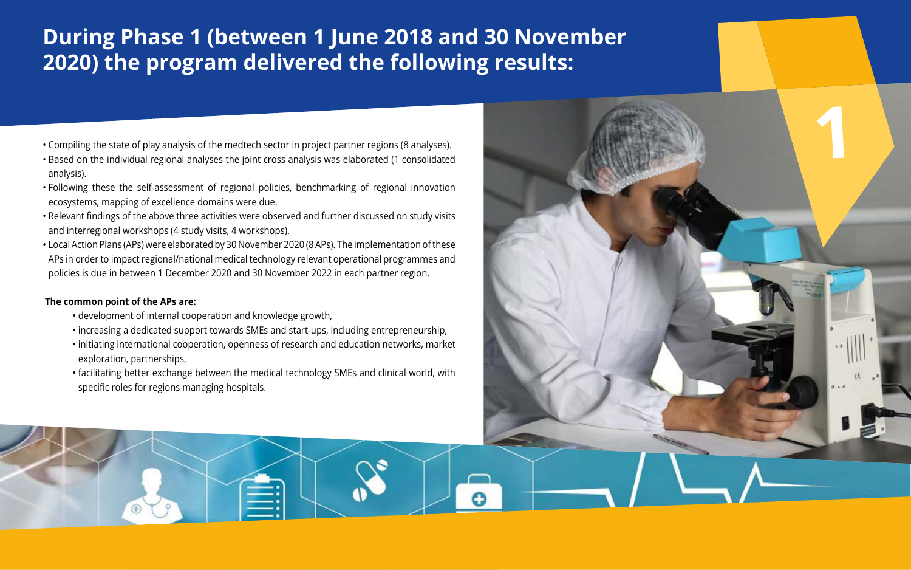# During Phase 1 (between 1 June 2018 and 30 November 2020) the program delivered the following results:

- Compiling the state of play analysis of the medtech sector in project partner regions (8 analyses).
- Based on the individual regional analyses the joint cross analysis was elaborated (1 consolidated analysis).
- Following these the self-assessment of regional policies, benchmarking of regional innovation ecosystems, mapping of excellence domains were due.
- Relevant findings of the above three activities were observed and further discussed on study visits and interregional workshops (4 study visits, 4 workshops).
- Local Action Plans (APs) were elaborated by 30 November 2020 (8 APs). The implementation of these APs in order to impact regional/national medical technology relevant operational programmes and policies is due in between 1 December 2020 and 30 November 2022 in each partner region.

**The common point of the APs are:**

- development of internal cooperation and knowledge growth,
- increasing a dedicated support towards SMEs and start-ups, including entrepreneurship,
- initiating international cooperation, openness of research and education networks, market exploration, partnerships,
- facilitating better exchange between the medical technology SMEs and clinical world, with specific roles for regions managing hospitals.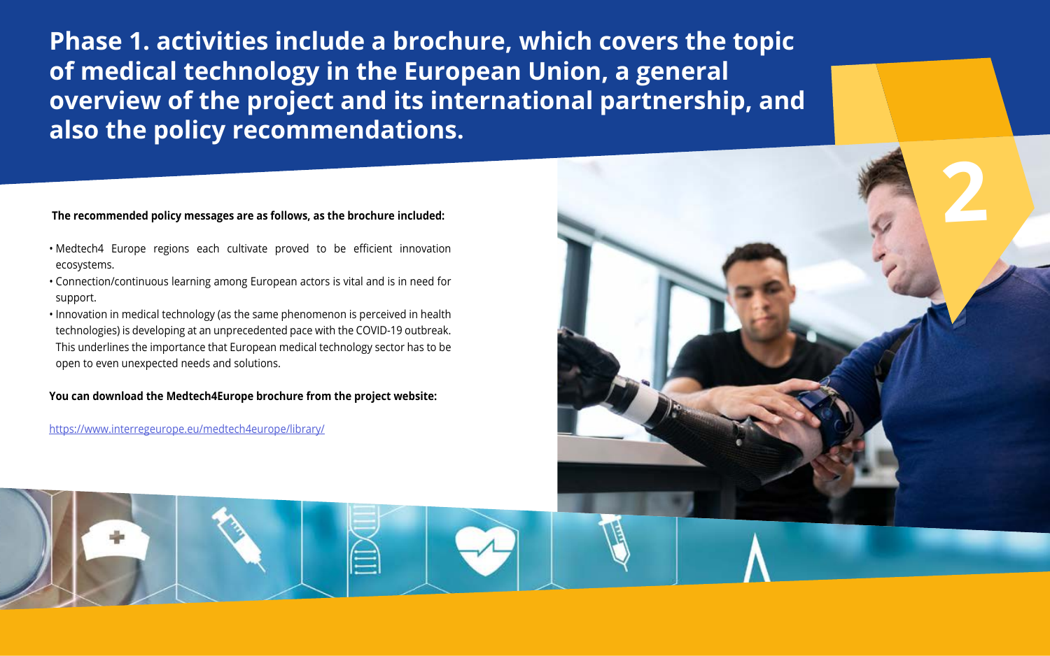# Phase 1. activities include a brochure, which covers the topic of medical technology in the European Union, a general overview of the project and its international partnership, and also the policy recommendations.

**The recommended policy messages are as follows, as the brochure included:**

- Medtech4 Europe regions each cultivate proved to be efficient innovation ecosystems.
- Connection/continuous learning among European actors is vital and is in need for support.
- Innovation in medical technology (as the same phenomenon is perceived in health technologies) is developing at an unprecedented pace with the COVID-19 outbreak. This underlines the importance that European medical technology sector has to be open to even unexpected needs and solutions.

**You can download the Medtech4Europe brochure from the project website:**

https://www.interregeurope.eu/medtech4europe/library/